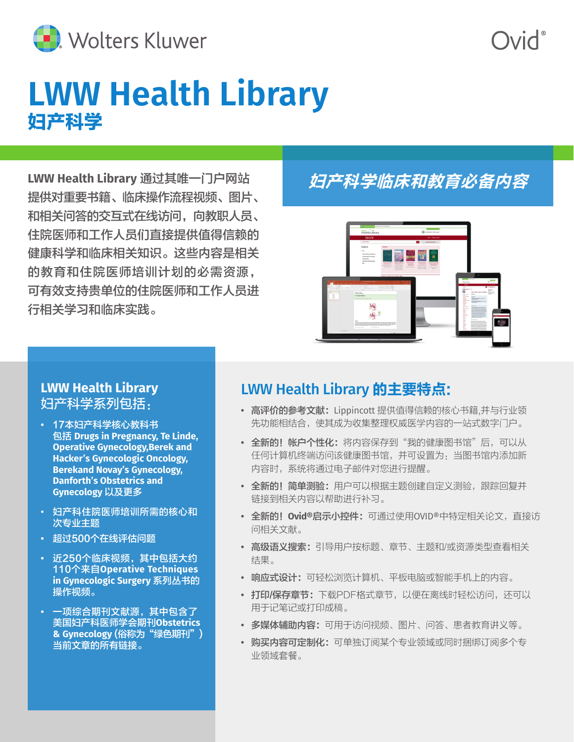Wolters Kluwer

Ovid®

# LWW Health Library

## 妇产科学

LWW Health Library 通过其唯一门户网站提供对重要书籍、临床操作流程视频、图片、和相关问答的交互式在线访问，向教职人员、住院医师和工作人员们直接提供值得信赖的健康科学和临床相关知识。这些内容是相关的教育和住院医师培训计划的必需资源，可有效支持贵单位的住院医师和工作人员进行相关学习和临床实践。

***妇产科学临床和教育必备内容***

### LWW Health Library 妇产科学系列包括：

- 17本妇产科学核心教科书包括 Drugs in Pregnancy, Te Linde, Operative Gynecology,Berek and Hacker's Gynecologic Oncology, Berekand Novay's Gynecology, Danforth's Obstetrics and Gynecology 以及更多
- 妇产科住院医师培训所需的核心和次专业主题
- 超过500个在线评估问题
- 近250个临床视频，其中包括大约110个来自Operative Techniques in Gynecologic Surgery 系列丛书的操作视频。
- 一项综合期刊文献源，其中包含了美国妇产科医师学会期刊Obstetrics & Gynecology (俗称为“绿色期刊”）当前文章的所有链接。

### LWW Health Library 的主要特点:

- **高评价的参考文献：** Lippincott 提供值得信赖的核心书籍,并与行业领先功能相结合，使其成为收集整理权威医学内容的一站式数字门户。
- **全新的！帐户个性化：** 将内容保存到“我的健康图书馆”后，可以从任何计算机终端访问该健康图书馆，并可设置为：当图书馆内添加新内容时，系统将通过电子邮件对您进行提醒。
- **全新的！简单测验：** 用户可以根据主题创建自定义测验，跟踪回复并链接到相关内容以帮助进行补习。
- **全新的！Ovid®启示小控件：** 可通过使用OVID®中特定相关论文，直接访问相关文献。
- **高级语义搜索：** 引导用户按标题、章节、主题和/或资源类型查看相关结果。
- **响应式设计：** 可轻松浏览计算机、平板电脑或智能手机上的内容。
- **打印/保存章节：** 下载PDF格式章节，以便在离线时轻松访问，还可以用于记笔记或打印成稿。
- **多媒体辅助内容：** 可用于访问视频、图片、问答、患者教育讲义等。
- **购买内容可定制化：** 可单独订阅某个专业领域或同时捆绑订阅多个专业领域套餐。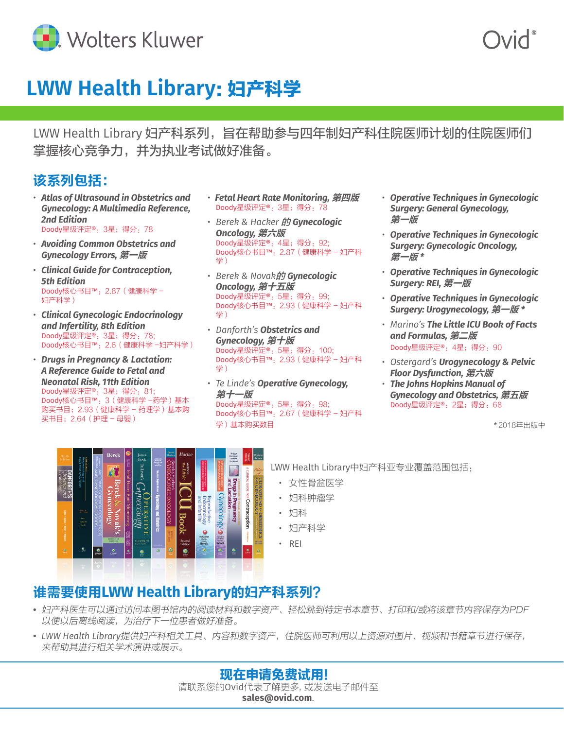Wolters Kluwer

Ovid®

# LWW Health Library: 妇产科学

LWW Health Library 妇产科系列，旨在帮助参与四年制妇产科住院医师计划的住院医师们掌握核心竞争力，并为执业考试做好准备。

## 该系列包括：

- ***Atlas of Ultrasound in Obstetrics and Gynecology: A Multimedia Reference, 2nd Edition***
  Doody星级评定®：3星；得分：78
- ***Avoiding Common Obstetrics and Gynecology Errors, 第一版***
- ***Clinical Guide for Contraception, 5th Edition***
  Doody核心书目™：2.87（健康科学 – 妇产科学）
- ***Clinical Gynecologic Endocrinology and Infertility, 8th Edition***
  Doody星级评定®：3星；得分：78；
  Doody核心书目™：2.6（健康科学 –妇产科学）
- ***Drugs in Pregnancy & Lactation: A Reference Guide to Fetal and Neonatal Risk, 11th Edition***
  Doody星级评定®：3星；得分：81；
  Doody核心书目™：3（健康科学 –药学）基本购买书目；2.93（健康科学 – 药理学）基本购买书目；2.64（护理 – 母婴）
- ***Fetal Heart Rate Monitoring, 第四版***
  Doody星级评定®：3星；得分：78
- *Berek & Hacker 的* ***Gynecologic Oncology, 第六版***
  Doody星级评定®：4星；得分：92；
  Doody核心书目™：2.87（健康科学 – 妇产科学）
- *Berek & Novak的* ***Gynecologic Oncology, 第十五版***
  Doody星级评定®：5星；得分：99；
  Doody核心书目™：2.93（健康科学 – 妇产科学）
- *Danforth's* ***Obstetrics and Gynecology, 第十版***
  Doody星级评定®：5星；得分：100；
  Doody核心书目™：2.93（健康科学 – 妇产科学）
- *Te Linde's* ***Operative Gynecology, 第十一版***
  Doody星级评定®：5星；得分：98；
  Doody核心书目™：2.67（健康科学 – 妇产科学）基本购买数目
- ***Operative Techniques in Gynecologic Surgery: General Gynecology, 第一版***
- ***Operative Techniques in Gynecologic Surgery: Gynecologic Oncology, 第一版 ****
- ***Operative Techniques in Gynecologic Surgery: REI, 第一版***
- ***Operative Techniques in Gynecologic Surgery: Urogynecology, 第一版 ****
- *Marino's* ***The Little ICU Book of Facts and Formulas, 第二版***
  Doody星级评定®：4星；得分：90
- *Ostergard's* ***Urogynecology & Pelvic Floor Dysfunction, 第六版***
- ***The Johns Hopkins Manual of Gynecology and Obstetrics, 第五版***
  Doody星级评定®：2星；得分：68

*2018年出版中

LWW Health Library中妇产科学亚专业覆盖范围包括：

- 女性骨盆医学
- 妇科肿瘤学
- 妇科
- 妇产科学
- REI

## 谁需要使用LWW Health Library的妇产科系列？

- *妇产科医生可以通过访问本图书馆内的阅读材料和数字资产、轻松跳到特定书本章节、打印和/或将该章节内容保存为PDF以便以后离线阅读，为治疗下一位患者做好准备。*
- *LWW Health Library提供妇产科相关工具、内容和数字资产，住院医师可利用以上资源对图片、视频和书籍章节进行保存，来帮助其进行相关学术演讲或展示。*

**现在申请免费试用！**
请联系您的Ovid代表了解更多, 或发送电子邮件至
**sales@ovid.com**.